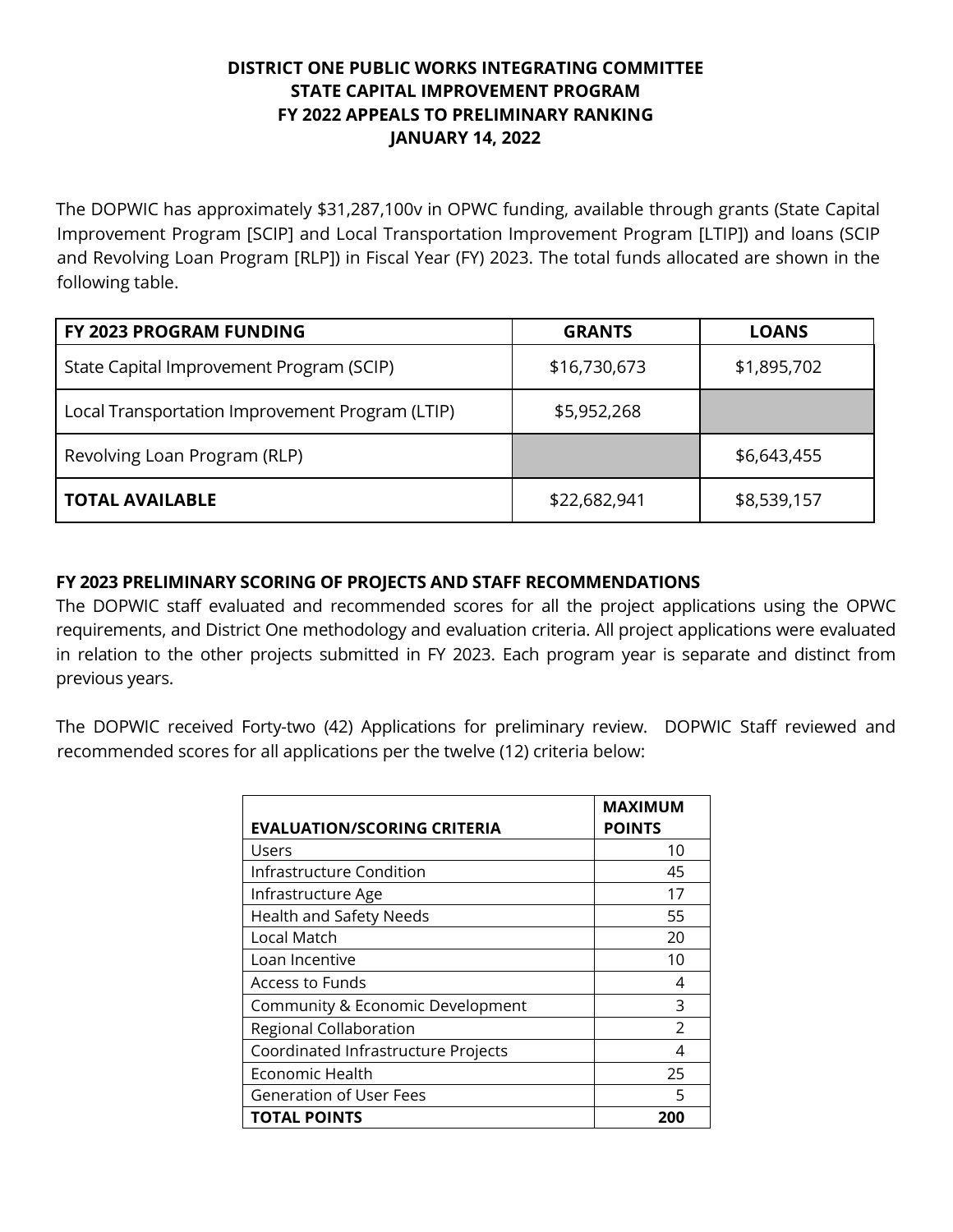# DISTRICT ONE PUBLIC WORKS INTEGRATING COMMITTEE
# STATE CAPITAL IMPROVEMENT PROGRAM
# FY 2022 APPEALS TO PRELIMINARY RANKING
# JANUARY 14, 2022

The DOPWIC has approximately $31,287,100v in OPWC funding, available through grants (State Capital Improvement Program [SCIP] and Local Transportation Improvement Program [LTIP]) and loans (SCIP and Revolving Loan Program [RLP]) in Fiscal Year (FY) 2023. The total funds allocated are shown in the following table.

| FY 2023 PROGRAM FUNDING | GRANTS | LOANS |
|---|---|---|
| State Capital Improvement Program (SCIP) | $16,730,673 | $1,895,702 |
| Local Transportation Improvement Program (LTIP) | $5,952,268 | |
| Revolving Loan Program (RLP) | | $6,643,455 |
| **TOTAL AVAILABLE** | $22,682,941 | $8,539,157 |

**FY 2023 PRELIMINARY SCORING OF PROJECTS AND STAFF RECOMMENDATIONS**

The DOPWIC staff evaluated and recommended scores for all the project applications using the OPWC requirements, and District One methodology and evaluation criteria. All project applications were evaluated in relation to the other projects submitted in FY 2023. Each program year is separate and distinct from previous years.

The DOPWIC received Forty-two (42) Applications for preliminary review. DOPWIC Staff reviewed and recommended scores for all applications per the twelve (12) criteria below:

| EVALUATION/SCORING CRITERIA | MAXIMUM POINTS |
|---|---|
| Users | 10 |
| Infrastructure Condition | 45 |
| Infrastructure Age | 17 |
| Health and Safety Needs | 55 |
| Local Match | 20 |
| Loan Incentive | 10 |
| Access to Funds | 4 |
| Community & Economic Development | 3 |
| Regional Collaboration | 2 |
| Coordinated Infrastructure Projects | 4 |
| Economic Health | 25 |
| Generation of User Fees | 5 |
| **TOTAL POINTS** | **200** |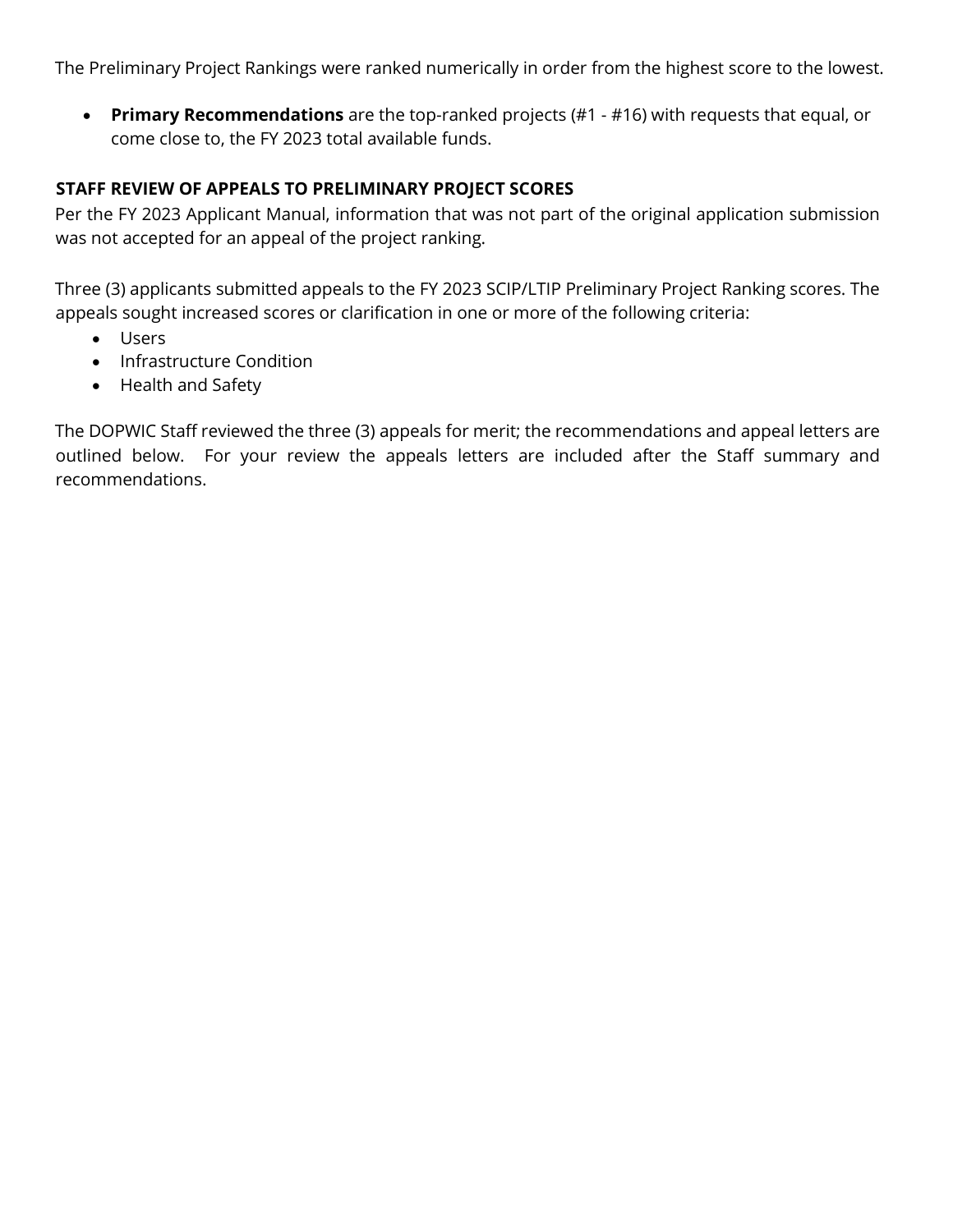The Preliminary Project Rankings were ranked numerically in order from the highest score to the lowest.

- **Primary Recommendations** are the top-ranked projects (#1 - #16) with requests that equal, or come close to, the FY 2023 total available funds.

**STAFF REVIEW OF APPEALS TO PRELIMINARY PROJECT SCORES**

Per the FY 2023 Applicant Manual, information that was not part of the original application submission was not accepted for an appeal of the project ranking.

Three (3) applicants submitted appeals to the FY 2023 SCIP/LTIP Preliminary Project Ranking scores. The appeals sought increased scores or clarification in one or more of the following criteria:

- Users
- Infrastructure Condition
- Health and Safety

The DOPWIC Staff reviewed the three (3) appeals for merit; the recommendations and appeal letters are outlined below. For your review the appeals letters are included after the Staff summary and recommendations.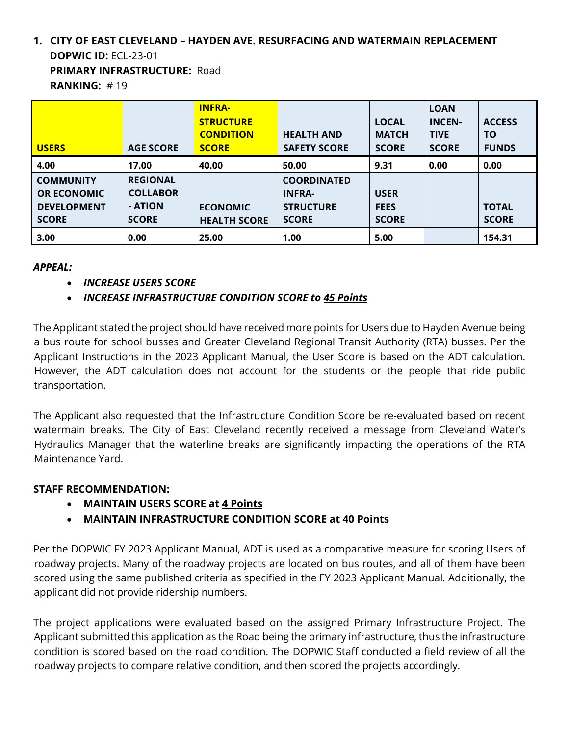## 1. CITY OF EAST CLEVELAND – HAYDEN AVE. RESURFACING AND WATERMAIN REPLACEMENT

**DOPWIC ID:** ECL-23-01
**PRIMARY INFRASTRUCTURE:** Road
**RANKING:** # 19

| USERS | AGE SCORE | INFRA-STRUCTURE CONDITION SCORE | HEALTH AND SAFETY SCORE | LOCAL MATCH SCORE | LOAN INCEN-TIVE SCORE | ACCESS TO FUNDS |
|---|---|---|---|---|---|---|
| 4.00 | 17.00 | 40.00 | 50.00 | 9.31 | 0.00 | 0.00 |
| **COMMUNITY OR ECONOMIC DEVELOPMENT SCORE** | **REGIONAL COLLABOR - ATION SCORE** | **ECONOMIC HEALTH SCORE** | **COORDINATED INFRA-STRUCTURE SCORE** | **USER FEES SCORE** | | **TOTAL SCORE** |
| 3.00 | 0.00 | 25.00 | 1.00 | 5.00 | | 154.31 |

***APPEAL:***

- ***INCREASE USERS SCORE***
- ***INCREASE INFRASTRUCTURE CONDITION SCORE to 45 Points***

The Applicant stated the project should have received more points for Users due to Hayden Avenue being a bus route for school busses and Greater Cleveland Regional Transit Authority (RTA) busses. Per the Applicant Instructions in the 2023 Applicant Manual, the User Score is based on the ADT calculation. However, the ADT calculation does not account for the students or the people that ride public transportation.

The Applicant also requested that the Infrastructure Condition Score be re-evaluated based on recent watermain breaks. The City of East Cleveland recently received a message from Cleveland Water's Hydraulics Manager that the waterline breaks are significantly impacting the operations of the RTA Maintenance Yard.

**STAFF RECOMMENDATION:**

- **MAINTAIN USERS SCORE at 4 Points**
- **MAINTAIN INFRASTRUCTURE CONDITION SCORE at 40 Points**

Per the DOPWIC FY 2023 Applicant Manual, ADT is used as a comparative measure for scoring Users of roadway projects. Many of the roadway projects are located on bus routes, and all of them have been scored using the same published criteria as specified in the FY 2023 Applicant Manual. Additionally, the applicant did not provide ridership numbers.

The project applications were evaluated based on the assigned Primary Infrastructure Project. The Applicant submitted this application as the Road being the primary infrastructure, thus the infrastructure condition is scored based on the road condition. The DOPWIC Staff conducted a field review of all the roadway projects to compare relative condition, and then scored the projects accordingly.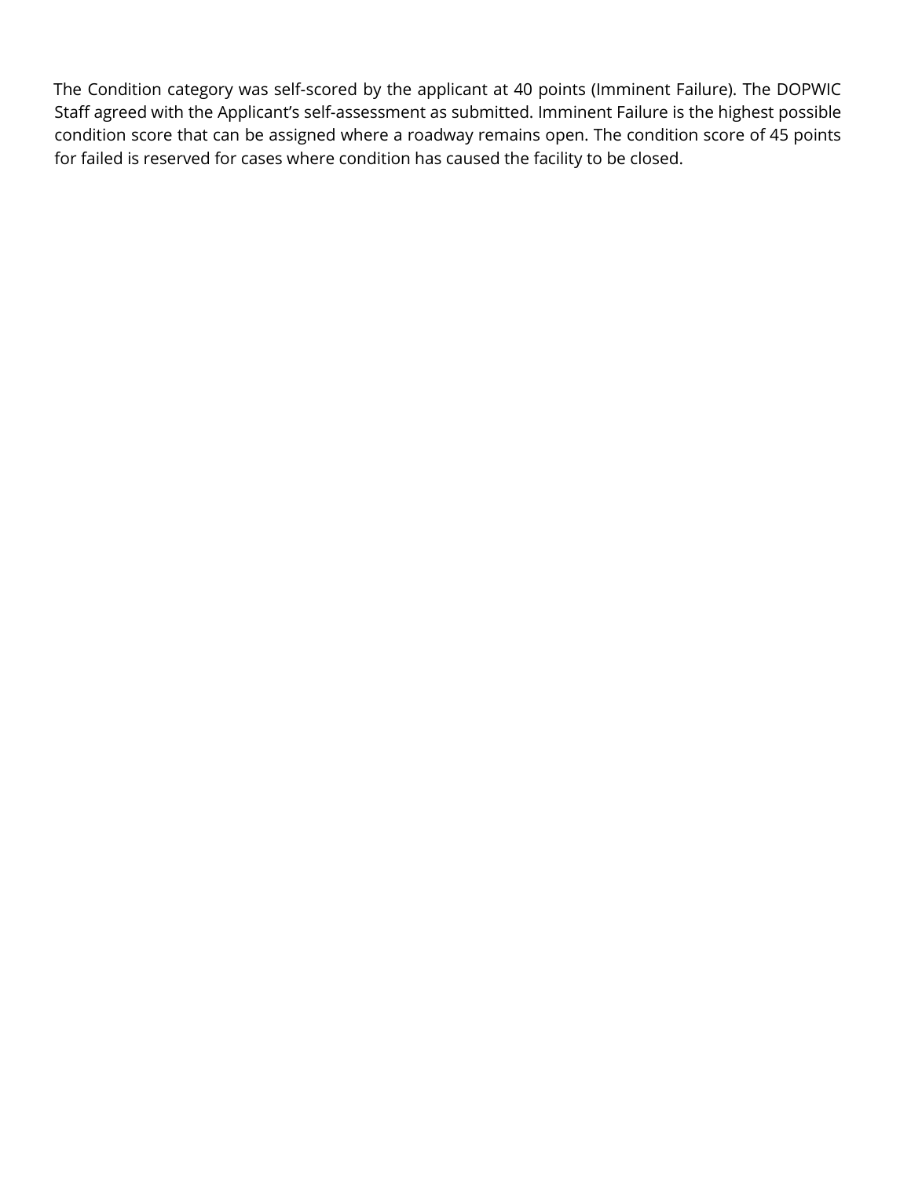The Condition category was self-scored by the applicant at 40 points (Imminent Failure). The DOPWIC Staff agreed with the Applicant's self-assessment as submitted. Imminent Failure is the highest possible condition score that can be assigned where a roadway remains open. The condition score of 45 points for failed is reserved for cases where condition has caused the facility to be closed.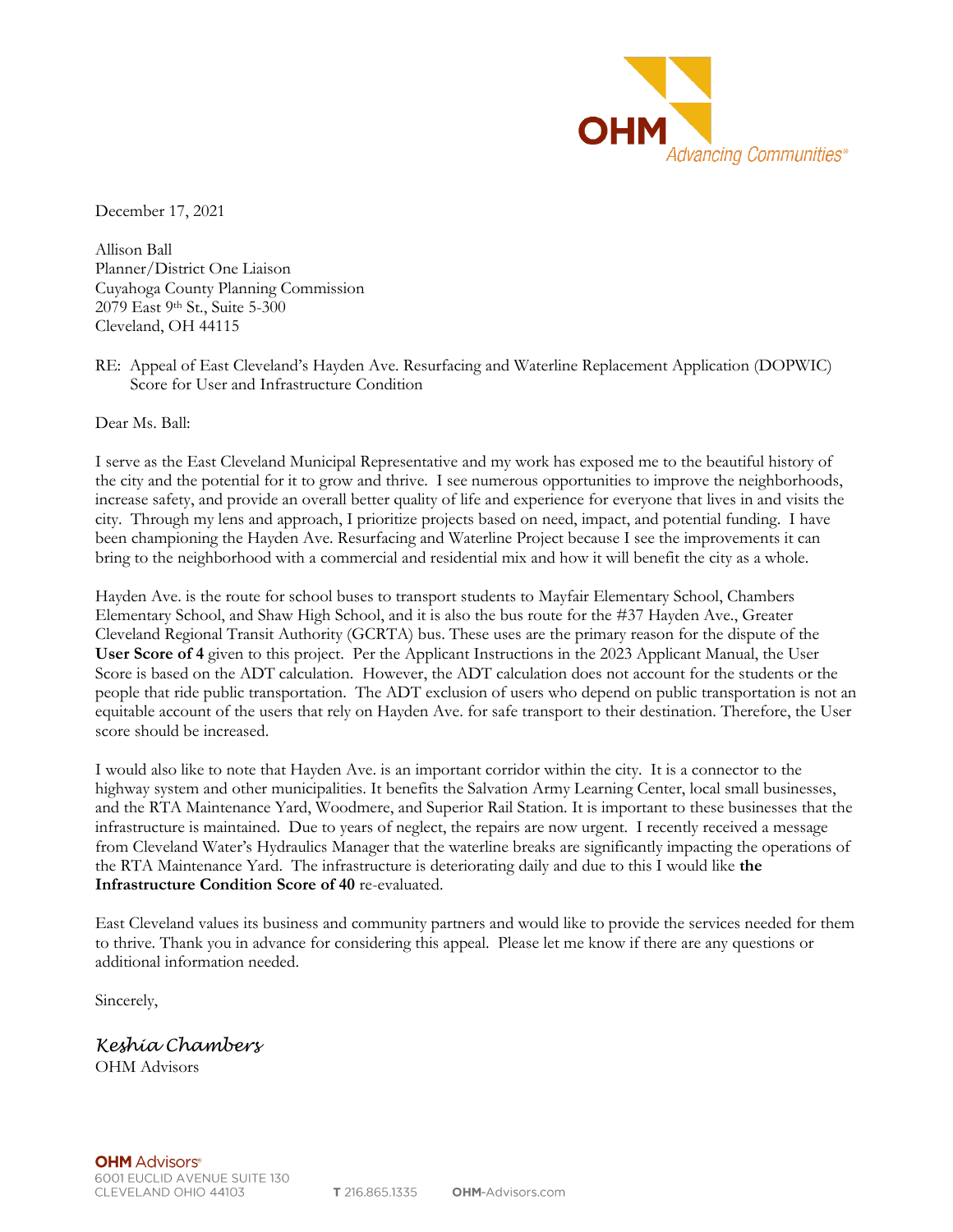December 17, 2021

Allison Ball
Planner/District One Liaison
Cuyahoga County Planning Commission
2079 East 9th St., Suite 5-300
Cleveland, OH 44115

RE: Appeal of East Cleveland's Hayden Ave. Resurfacing and Waterline Replacement Application (DOPWIC) Score for User and Infrastructure Condition

Dear Ms. Ball:

I serve as the East Cleveland Municipal Representative and my work has exposed me to the beautiful history of the city and the potential for it to grow and thrive. I see numerous opportunities to improve the neighborhoods, increase safety, and provide an overall better quality of life and experience for everyone that lives in and visits the city. Through my lens and approach, I prioritize projects based on need, impact, and potential funding. I have been championing the Hayden Ave. Resurfacing and Waterline Project because I see the improvements it can bring to the neighborhood with a commercial and residential mix and how it will benefit the city as a whole.

Hayden Ave. is the route for school buses to transport students to Mayfair Elementary School, Chambers Elementary School, and Shaw High School, and it is also the bus route for the #37 Hayden Ave., Greater Cleveland Regional Transit Authority (GCRTA) bus. These uses are the primary reason for the dispute of the **User Score of 4** given to this project. Per the Applicant Instructions in the 2023 Applicant Manual, the User Score is based on the ADT calculation. However, the ADT calculation does not account for the students or the people that ride public transportation. The ADT exclusion of users who depend on public transportation is not an equitable account of the users that rely on Hayden Ave. for safe transport to their destination. Therefore, the User score should be increased.

I would also like to note that Hayden Ave. is an important corridor within the city. It is a connector to the highway system and other municipalities. It benefits the Salvation Army Learning Center, local small businesses, and the RTA Maintenance Yard, Woodmere, and Superior Rail Station. It is important to these businesses that the infrastructure is maintained. Due to years of neglect, the repairs are now urgent. I recently received a message from Cleveland Water's Hydraulics Manager that the waterline breaks are significantly impacting the operations of the RTA Maintenance Yard. The infrastructure is deteriorating daily and due to this I would like **the Infrastructure Condition Score of 40** re-evaluated.

East Cleveland values its business and community partners and would like to provide the services needed for them to thrive. Thank you in advance for considering this appeal. Please let me know if there are any questions or additional information needed.

Sincerely,

*Keshia Chambers*
OHM Advisors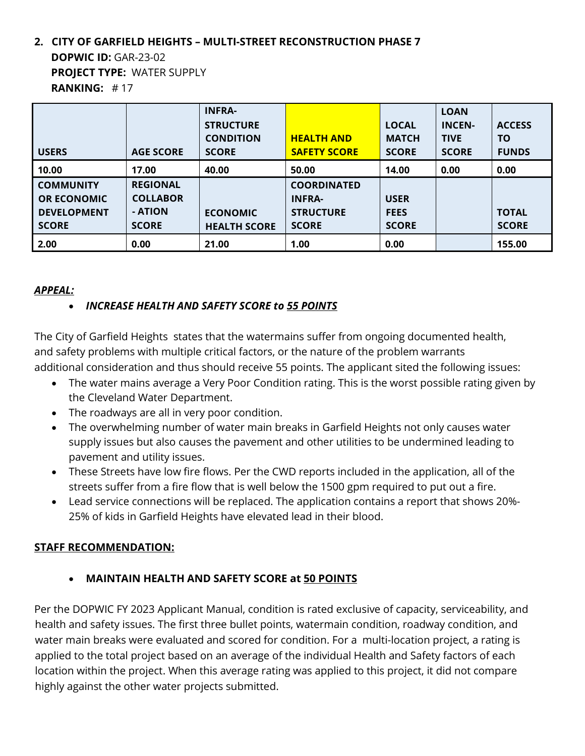## 2. CITY OF GARFIELD HEIGHTS – MULTI-STREET RECONSTRUCTION PHASE 7

**DOPWIC ID:** GAR-23-02

**PROJECT TYPE:** WATER SUPPLY

**RANKING:** # 17

| USERS | AGE SCORE | INFRA-STRUCTURE CONDITION SCORE | HEALTH AND SAFETY SCORE | LOCAL MATCH SCORE | LOAN INCEN-TIVE SCORE | ACCESS TO FUNDS |
|---|---|---|---|---|---|---|
| 10.00 | 17.00 | 40.00 | 50.00 | 14.00 | 0.00 | 0.00 |
| **COMMUNITY OR ECONOMIC DEVELOPMENT SCORE** | **REGIONAL COLLABOR - ATION SCORE** | **ECONOMIC HEALTH SCORE** | **COORDINATED INFRA-STRUCTURE SCORE** | **USER FEES SCORE** | | **TOTAL SCORE** |
| 2.00 | 0.00 | 21.00 | 1.00 | 0.00 | | 155.00 |

***APPEAL:***

- ***INCREASE HEALTH AND SAFETY SCORE to 55 POINTS***

The City of Garfield Heights states that the watermains suffer from ongoing documented health, and safety problems with multiple critical factors, or the nature of the problem warrants additional consideration and thus should receive 55 points. The applicant sited the following issues:

- The water mains average a Very Poor Condition rating. This is the worst possible rating given by the Cleveland Water Department.
- The roadways are all in very poor condition.
- The overwhelming number of water main breaks in Garfield Heights not only causes water supply issues but also causes the pavement and other utilities to be undermined leading to pavement and utility issues.
- These Streets have low fire flows. Per the CWD reports included in the application, all of the streets suffer from a fire flow that is well below the 1500 gpm required to put out a fire.
- Lead service connections will be replaced. The application contains a report that shows 20%-25% of kids in Garfield Heights have elevated lead in their blood.

**STAFF RECOMMENDATION:**

- **MAINTAIN HEALTH AND SAFETY SCORE at 50 POINTS**

Per the DOPWIC FY 2023 Applicant Manual, condition is rated exclusive of capacity, serviceability, and health and safety issues. The first three bullet points, watermain condition, roadway condition, and water main breaks were evaluated and scored for condition. For a multi-location project, a rating is applied to the total project based on an average of the individual Health and Safety factors of each location within the project. When this average rating was applied to this project, it did not compare highly against the other water projects submitted.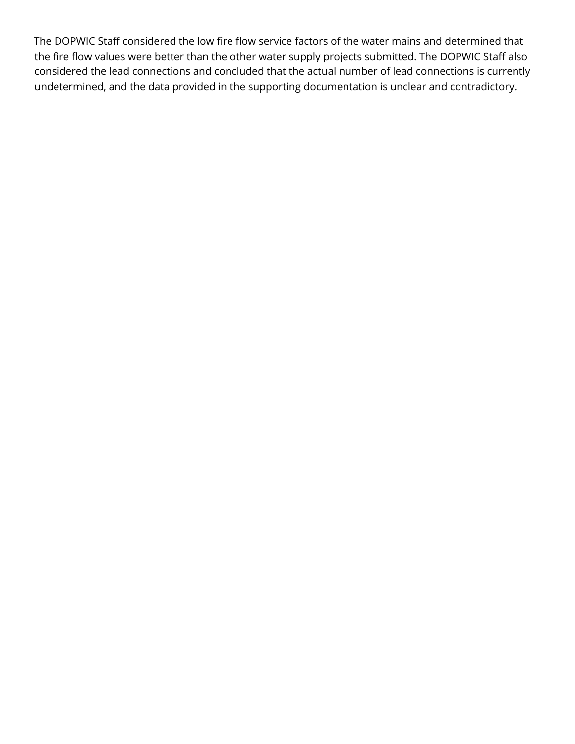The DOPWIC Staff considered the low fire flow service factors of the water mains and determined that the fire flow values were better than the other water supply projects submitted. The DOPWIC Staff also considered the lead connections and concluded that the actual number of lead connections is currently undetermined, and the data provided in the supporting documentation is unclear and contradictory.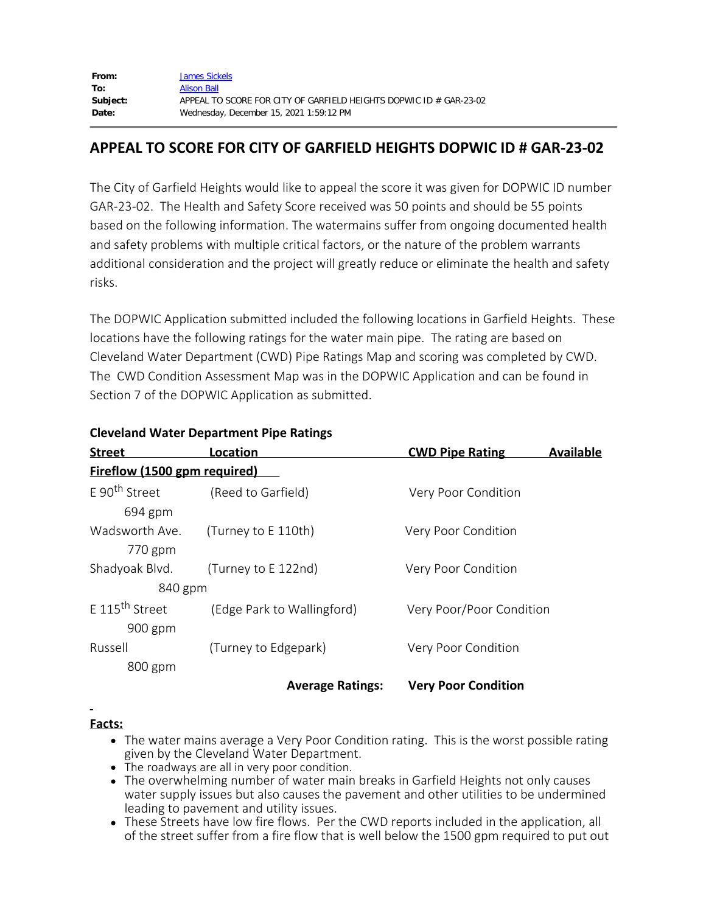**From:** James Sickels
**To:** Alison Ball
**Subject:** APPEAL TO SCORE FOR CITY OF GARFIELD HEIGHTS DOPWIC ID # GAR-23-02
**Date:** Wednesday, December 15, 2021 1:59:12 PM

---

# APPEAL TO SCORE FOR CITY OF GARFIELD HEIGHTS DOPWIC ID # GAR-23-02

The City of Garfield Heights would like to appeal the score it was given for DOPWIC ID number GAR-23-02. The Health and Safety Score received was 50 points and should be 55 points based on the following information. The watermains suffer from ongoing documented health and safety problems with multiple critical factors, or the nature of the problem warrants additional consideration and the project will greatly reduce or eliminate the health and safety risks.

The DOPWIC Application submitted included the following locations in Garfield Heights. These locations have the following ratings for the water main pipe. The rating are based on Cleveland Water Department (CWD) Pipe Ratings Map and scoring was completed by CWD. The CWD Condition Assessment Map was in the DOPWIC Application and can be found in Section 7 of the DOPWIC Application as submitted.

**Cleveland Water Department Pipe Ratings**

| Street | Location | CWD Pipe Rating | Available Fireflow (1500 gpm required) |
|---|---|---|---|
| E 90th Street | (Reed to Garfield) | Very Poor Condition | 694 gpm |
| Wadsworth Ave. | (Turney to E 110th) | Very Poor Condition | 770 gpm |
| Shadyoak Blvd. | (Turney to E 122nd) | Very Poor Condition | 840 gpm |
| E 115th Street | (Edge Park to Wallingford) | Very Poor/Poor Condition | 900 gpm |
| Russell | (Turney to Edgepark) | Very Poor Condition | 800 gpm |
| | **Average Ratings:** | **Very Poor Condition** | |

**Facts:**

- The water mains average a Very Poor Condition rating. This is the worst possible rating given by the Cleveland Water Department.
- The roadways are all in very poor condition.
- The overwhelming number of water main breaks in Garfield Heights not only causes water supply issues but also causes the pavement and other utilities to be undermined leading to pavement and utility issues.
- These Streets have low fire flows. Per the CWD reports included in the application, all of the street suffer from a fire flow that is well below the 1500 gpm required to put out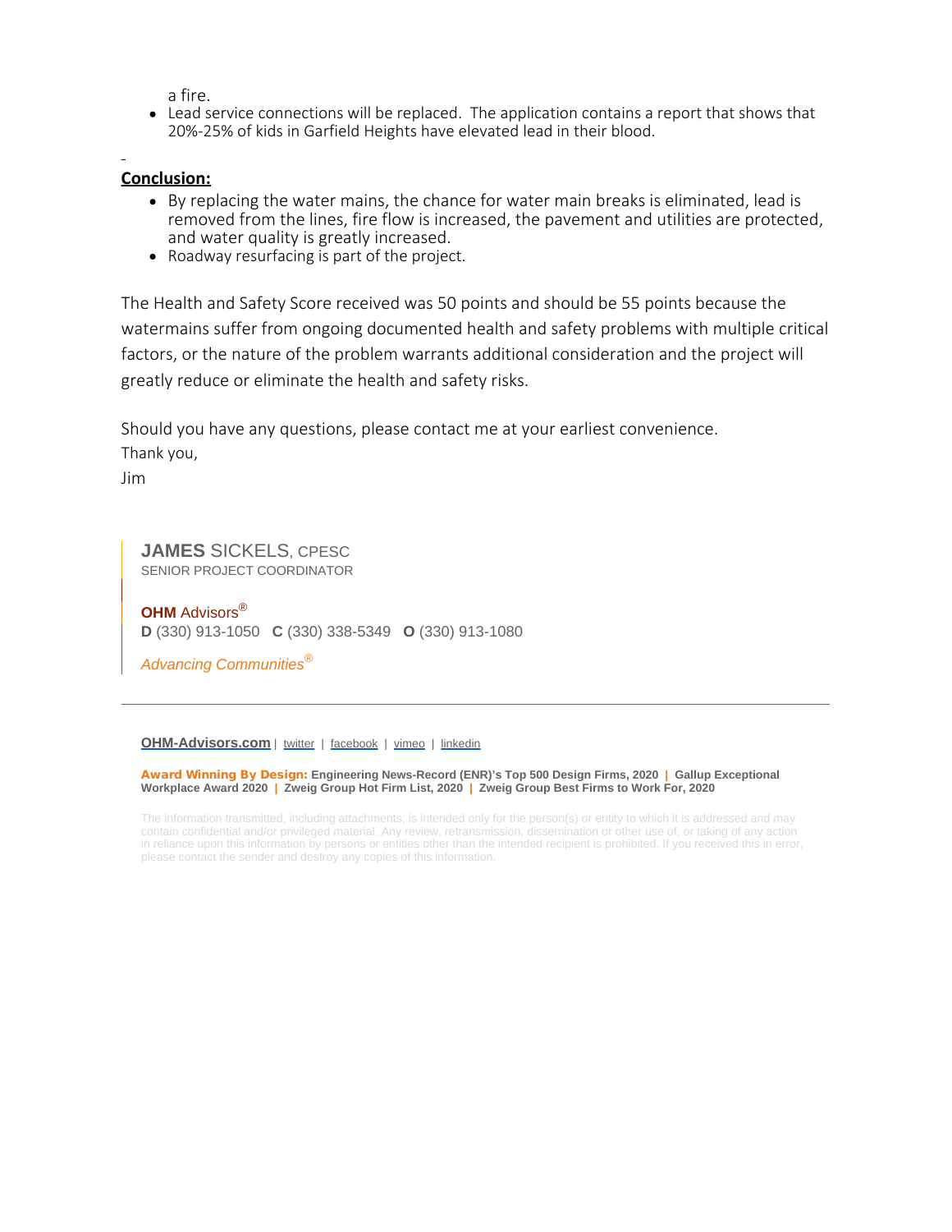a fire.

- Lead service connections will be replaced. The application contains a report that shows that 20%-25% of kids in Garfield Heights have elevated lead in their blood.

**Conclusion:**

- By replacing the water mains, the chance for water main breaks is eliminated, lead is removed from the lines, fire flow is increased, the pavement and utilities are protected, and water quality is greatly increased.
- Roadway resurfacing is part of the project.

The Health and Safety Score received was 50 points and should be 55 points because the watermains suffer from ongoing documented health and safety problems with multiple critical factors, or the nature of the problem warrants additional consideration and the project will greatly reduce or eliminate the health and safety risks.

Should you have any questions, please contact me at your earliest convenience.
Thank you,
Jim

**JAMES** SICKELS, CPESC
SENIOR PROJECT COORDINATOR

**OHM** Advisors®
**D** (330) 913-1050 **C** (330) 338-5349 **O** (330) 913-1080

*Advancing Communities®*

---

**OHM-Advisors.com** | twitter | facebook | vimeo | linkedin

**Award Winning By Design:** **Engineering News-Record (ENR)'s Top 500 Design Firms, 2020** | **Gallup Exceptional Workplace Award 2020** | **Zweig Group Hot Firm List, 2020** | **Zweig Group Best Firms to Work For, 2020**

The information transmitted, including attachments, is intended only for the person(s) or entity to which it is addressed and may contain confidential and/or privileged material. Any review, retransmission, dissemination or other use of, or taking of any action in reliance upon this information by persons or entities other than the intended recipient is prohibited. If you received this in error, please contact the sender and destroy any copies of this information.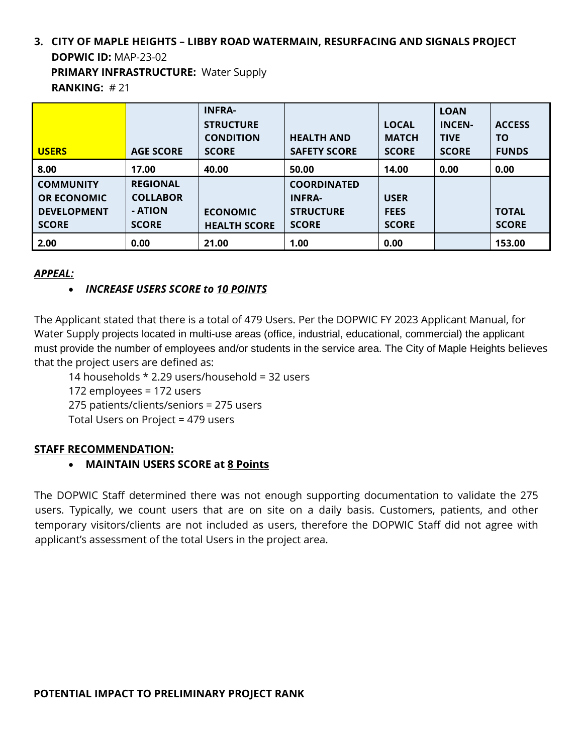### 3. CITY OF MAPLE HEIGHTS – LIBBY ROAD WATERMAIN, RESURFACING AND SIGNALS PROJECT

**DOPWIC ID:** MAP-23-02

**PRIMARY INFRASTRUCTURE:** Water Supply

**RANKING:** # 21

| USERS | AGE SCORE | INFRA-STRUCTURE CONDITION SCORE | HEALTH AND SAFETY SCORE | LOCAL MATCH SCORE | LOAN INCEN-TIVE SCORE | ACCESS TO FUNDS |
|---|---|---|---|---|---|---|
| 8.00 | 17.00 | 40.00 | 50.00 | 14.00 | 0.00 | 0.00 |
| **COMMUNITY OR ECONOMIC DEVELOPMENT SCORE** | **REGIONAL COLLABOR - ATION SCORE** | **ECONOMIC HEALTH SCORE** | **COORDINATED INFRA-STRUCTURE SCORE** | **USER FEES SCORE** | | **TOTAL SCORE** |
| 2.00 | 0.00 | 21.00 | 1.00 | 0.00 | | 153.00 |

***APPEAL:***

- ***INCREASE USERS SCORE to 10 POINTS***

The Applicant stated that there is a total of 479 Users. Per the DOPWIC FY 2023 Applicant Manual, for Water Supply projects located in multi-use areas (office, industrial, educational, commercial) the applicant must provide the number of employees and/or students in the service area. The City of Maple Heights believes that the project users are defined as:

14 households * 2.29 users/household = 32 users
172 employees = 172 users
275 patients/clients/seniors = 275 users
Total Users on Project = 479 users

**STAFF RECOMMENDATION:**

- **MAINTAIN USERS SCORE at 8 Points**

The DOPWIC Staff determined there was not enough supporting documentation to validate the 275 users. Typically, we count users that are on site on a daily basis. Customers, patients, and other temporary visitors/clients are not included as users, therefore the DOPWIC Staff did not agree with applicant's assessment of the total Users in the project area.

**POTENTIAL IMPACT TO PRELIMINARY PROJECT RANK**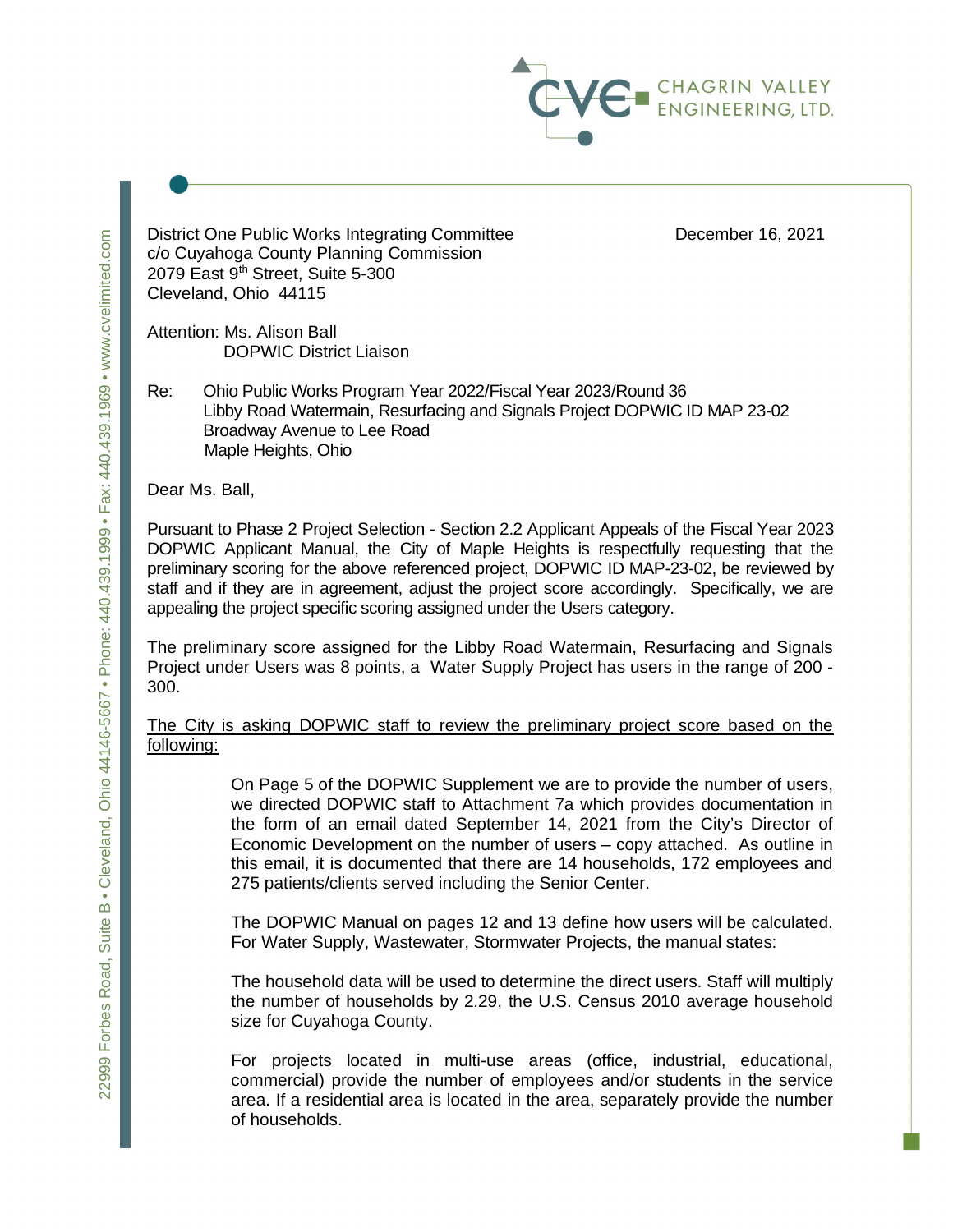District One Public Works Integrating Committee
c/o Cuyahoga County Planning Commission
2079 East 9th Street, Suite 5-300
Cleveland, Ohio 44115

December 16, 2021

Attention: Ms. Alison Ball
DOPWIC District Liaison

Re: Ohio Public Works Program Year 2022/Fiscal Year 2023/Round 36
Libby Road Watermain, Resurfacing and Signals Project DOPWIC ID MAP 23-02
Broadway Avenue to Lee Road
Maple Heights, Ohio

Dear Ms. Ball,

Pursuant to Phase 2 Project Selection - Section 2.2 Applicant Appeals of the Fiscal Year 2023 DOPWIC Applicant Manual, the City of Maple Heights is respectfully requesting that the preliminary scoring for the above referenced project, DOPWIC ID MAP-23-02, be reviewed by staff and if they are in agreement, adjust the project score accordingly. Specifically, we are appealing the project specific scoring assigned under the Users category.

The preliminary score assigned for the Libby Road Watermain, Resurfacing and Signals Project under Users was 8 points, a Water Supply Project has users in the range of 200 - 300.

The City is asking DOPWIC staff to review the preliminary project score based on the following:

> On Page 5 of the DOPWIC Supplement we are to provide the number of users, we directed DOPWIC staff to Attachment 7a which provides documentation in the form of an email dated September 14, 2021 from the City's Director of Economic Development on the number of users – copy attached. As outline in this email, it is documented that there are 14 households, 172 employees and 275 patients/clients served including the Senior Center.
>
> The DOPWIC Manual on pages 12 and 13 define how users will be calculated. For Water Supply, Wastewater, Stormwater Projects, the manual states:
>
> The household data will be used to determine the direct users. Staff will multiply the number of households by 2.29, the U.S. Census 2010 average household size for Cuyahoga County.
>
> For projects located in multi-use areas (office, industrial, educational, commercial) provide the number of employees and/or students in the service area. If a residential area is located in the area, separately provide the number of households.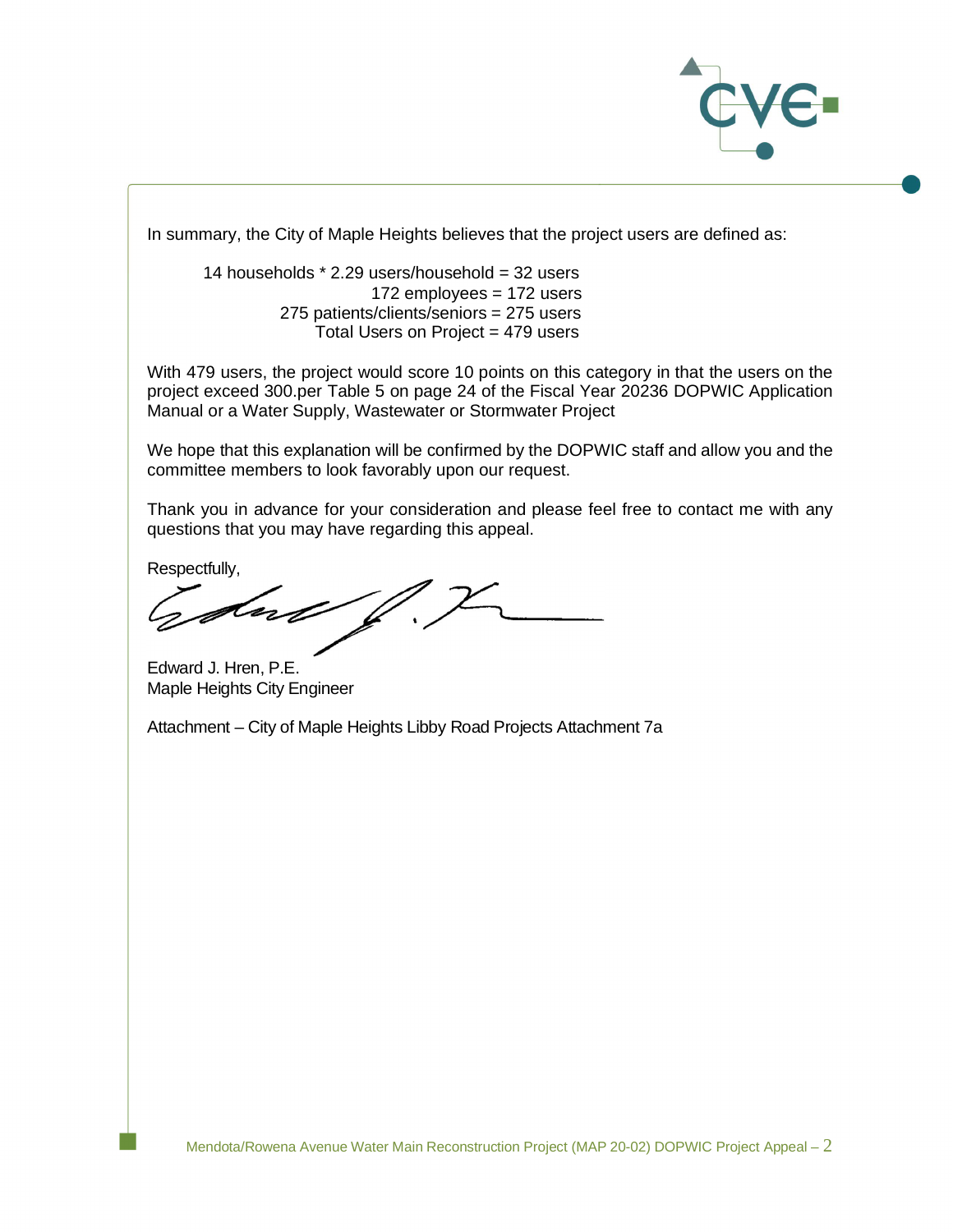In summary, the City of Maple Heights believes that the project users are defined as:

14 households * 2.29 users/household = 32 users
172 employees = 172 users
275 patients/clients/seniors = 275 users
Total Users on Project = 479 users

With 479 users, the project would score 10 points on this category in that the users on the project exceed 300.per Table 5 on page 24 of the Fiscal Year 20236 DOPWIC Application Manual or a Water Supply, Wastewater or Stormwater Project

We hope that this explanation will be confirmed by the DOPWIC staff and allow you and the committee members to look favorably upon our request.

Thank you in advance for your consideration and please feel free to contact me with any questions that you may have regarding this appeal.

Respectfully,

Edward J. Hren, P.E.
Maple Heights City Engineer

Attachment – City of Maple Heights Libby Road Projects Attachment 7a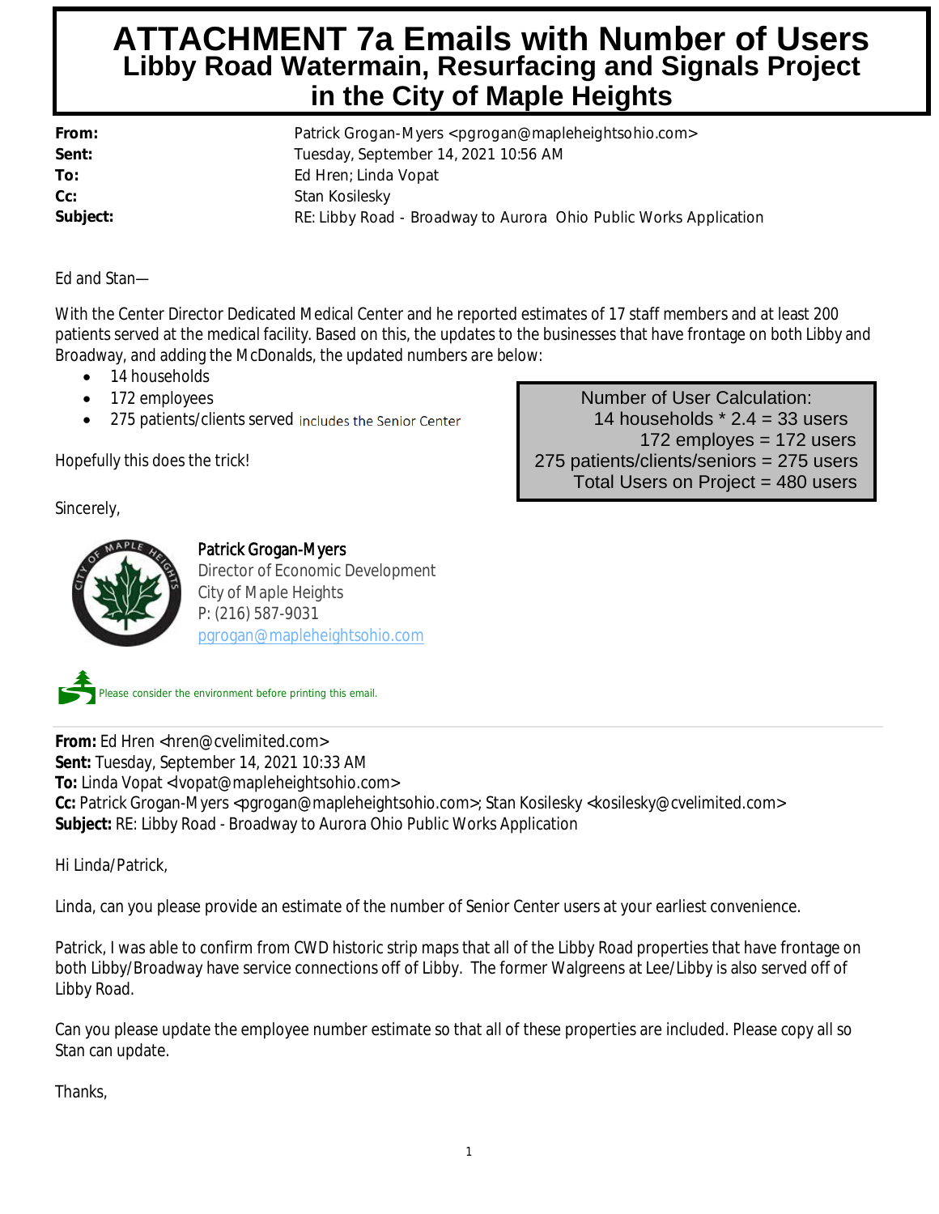# ATTACHMENT 7a Emails with Number of Users

## Libby Road Watermain, Resurfacing and Signals Project in the City of Maple Heights

**From:** Patrick Grogan-Myers <pgrogan@mapleheightsohio.com>
**Sent:** Tuesday, September 14, 2021 10:56 AM
**To:** Ed Hren; Linda Vopat
**Cc:** Stan Kosilesky
**Subject:** RE: Libby Road - Broadway to Aurora Ohio Public Works Application

Ed and Stan—

With the Center Director Dedicated Medical Center and he reported estimates of 17 staff members and at least 200 patients served at the medical facility. Based on this, the updates to the businesses that have frontage on both Libby and Broadway, and adding the McDonalds, the updated numbers are below:

- 14 households
- 172 employees
- 275 patients/clients served includes the Senior Center

Number of User Calculation:
14 households * 2.4 = 33 users
172 employes = 172 users
275 patients/clients/seniors = 275 users
Total Users on Project = 480 users

Hopefully this does the trick!

Sincerely,

Patrick Grogan-Myers
Director of Economic Development
City of Maple Heights
P: (216) 587-9031
pgrogan@mapleheightsohio.com

Please consider the environment before printing this email.

---

**From:** Ed Hren <hren@cvelimited.com>
**Sent:** Tuesday, September 14, 2021 10:33 AM
**To:** Linda Vopat <lvopat@mapleheightsohio.com>
**Cc:** Patrick Grogan-Myers <pgrogan@mapleheightsohio.com>; Stan Kosilesky <kosilesky@cvelimited.com>
**Subject:** RE: Libby Road - Broadway to Aurora Ohio Public Works Application

Hi Linda/Patrick,

Linda, can you please provide an estimate of the number of Senior Center users at your earliest convenience.

Patrick, I was able to confirm from CWD historic strip maps that all of the Libby Road properties that have frontage on both Libby/Broadway have service connections off of Libby. The former Walgreens at Lee/Libby is also served off of Libby Road.

Can you please update the employee number estimate so that all of these properties are included. Please copy all so Stan can update.

Thanks,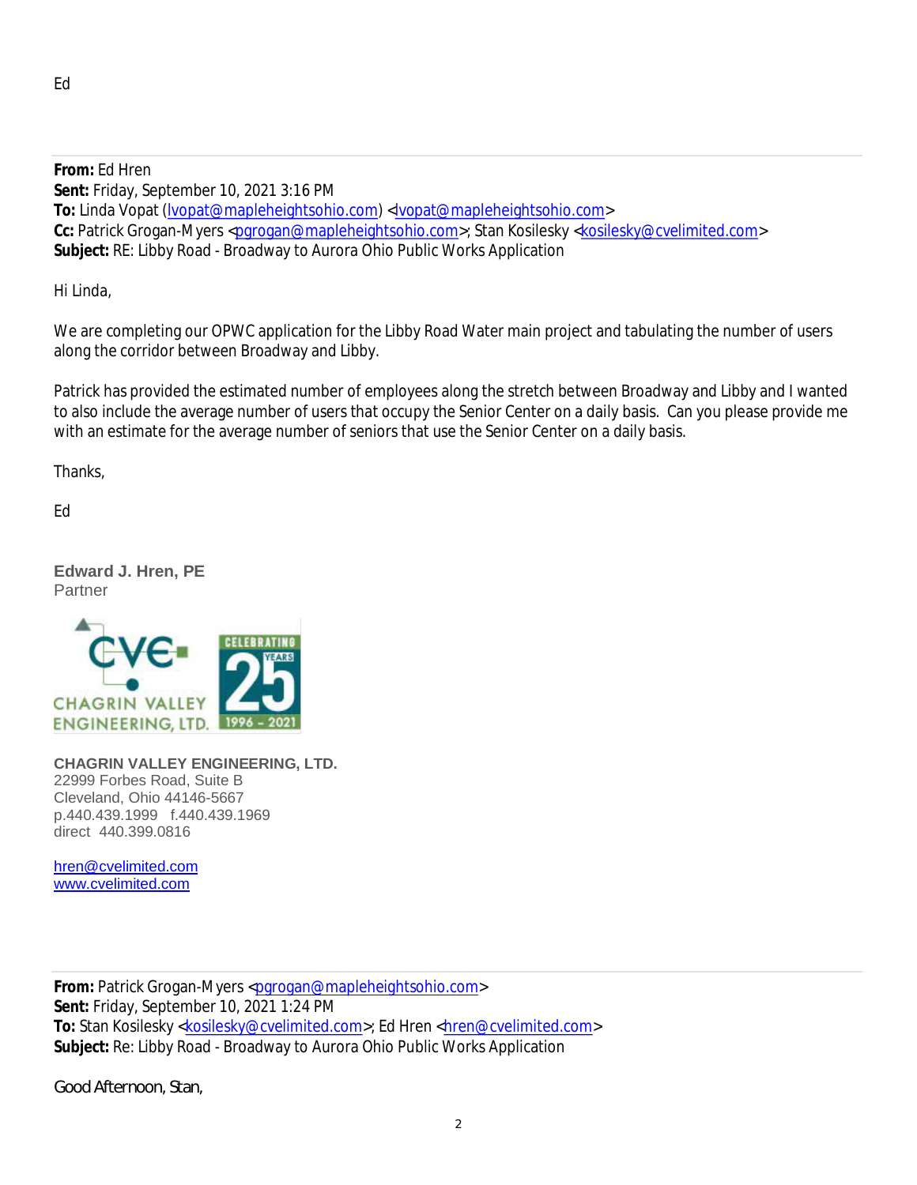Ed

---

**From:** Ed Hren
**Sent:** Friday, September 10, 2021 3:16 PM
**To:** Linda Vopat (lvopat@mapleheightsohio.com) <lvopat@mapleheightsohio.com>
**Cc:** Patrick Grogan-Myers <pgrogan@mapleheightsohio.com>; Stan Kosilesky <kosilesky@cvelimited.com>
**Subject:** RE: Libby Road - Broadway to Aurora Ohio Public Works Application

Hi Linda,

We are completing our OPWC application for the Libby Road Water main project and tabulating the number of users along the corridor between Broadway and Libby.

Patrick has provided the estimated number of employees along the stretch between Broadway and Libby and I wanted to also include the average number of users that occupy the Senior Center on a daily basis. Can you please provide me with an estimate for the average number of seniors that use the Senior Center on a daily basis.

Thanks,

Ed

**Edward J. Hren, PE**
Partner

CHAGRIN VALLEY ENGINEERING, LTD. — CELEBRATING 25 YEARS 1996 - 2021

**CHAGRIN VALLEY ENGINEERING, LTD.**
22999 Forbes Road, Suite B
Cleveland, Ohio 44146-5667
p.440.439.1999 f.440.439.1969
direct 440.399.0816

hren@cvelimited.com
www.cvelimited.com

---

**From:** Patrick Grogan-Myers <pgrogan@mapleheightsohio.com>
**Sent:** Friday, September 10, 2021 1:24 PM
**To:** Stan Kosilesky <kosilesky@cvelimited.com>; Ed Hren <hren@cvelimited.com>
**Subject:** Re: Libby Road - Broadway to Aurora Ohio Public Works Application

Good Afternoon, Stan,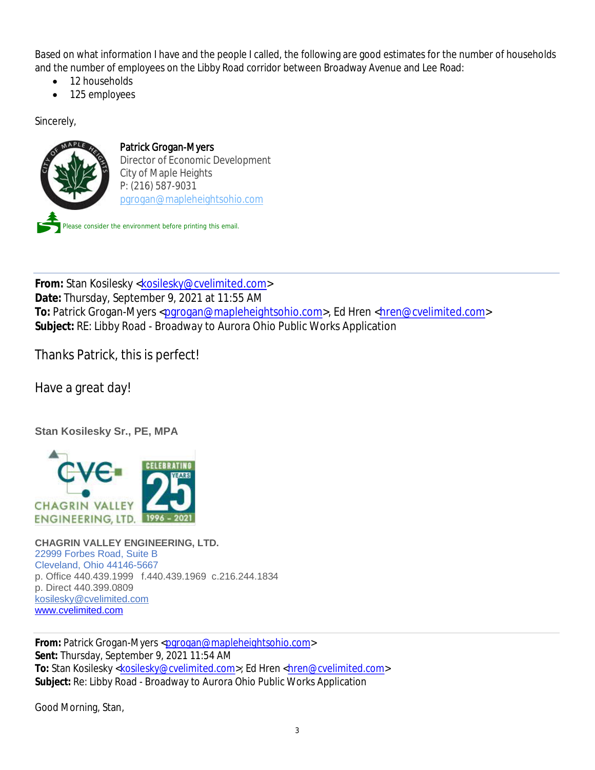Based on what information I have and the people I called, the following are good estimates for the number of households and the number of employees on the Libby Road corridor between Broadway Avenue and Lee Road:

- 12 households
- 125 employees

Sincerely,

**Patrick Grogan-Myers**
Director of Economic Development
City of Maple Heights
P: (216) 587-9031
pgrogan@mapleheightsohio.com

Please consider the environment before printing this email.

---

**From:** Stan Kosilesky <kosilesky@cvelimited.com>
**Date:** Thursday, September 9, 2021 at 11:55 AM
**To:** Patrick Grogan-Myers <pgrogan@mapleheightsohio.com>, Ed Hren <hren@cvelimited.com>
**Subject:** RE: Libby Road - Broadway to Aurora Ohio Public Works Application

Thanks Patrick, this is perfect!

Have a great day!

**Stan Kosilesky Sr., PE, MPA**

CHAGRIN VALLEY ENGINEERING, LTD. CELEBRATING 25 YEARS 1996 - 2021

**CHAGRIN VALLEY ENGINEERING, LTD.**
22999 Forbes Road, Suite B
Cleveland, Ohio 44146-5667
p. Office 440.439.1999 f.440.439.1969 c.216.244.1834
p. Direct 440.399.0809
kosilesky@cvelimited.com
www.cvelimited.com

---

**From:** Patrick Grogan-Myers <pgrogan@mapleheightsohio.com>
**Sent:** Thursday, September 9, 2021 11:54 AM
**To:** Stan Kosilesky <kosilesky@cvelimited.com>; Ed Hren <hren@cvelimited.com>
**Subject:** Re: Libby Road - Broadway to Aurora Ohio Public Works Application

Good Morning, Stan,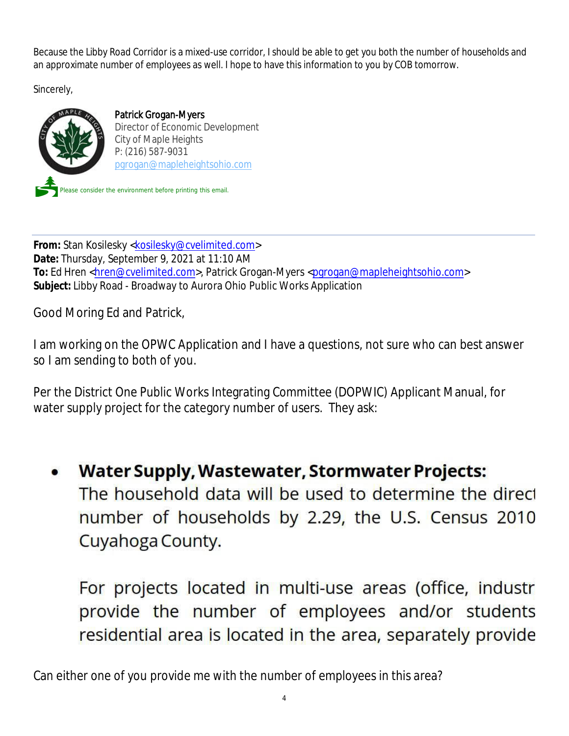Because the Libby Road Corridor is a mixed-use corridor, I should be able to get you both the number of households and an approximate number of employees as well. I hope to have this information to you by COB tomorrow.

Sincerely,

**Patrick Grogan-Myers**
Director of Economic Development
City of Maple Heights
P: (216) 587-9031
pgrogan@mapleheightsohio.com

Please consider the environment before printing this email.

---

**From:** Stan Kosilesky <kosilesky@cvelimited.com>
**Date:** Thursday, September 9, 2021 at 11:10 AM
**To:** Ed Hren <hren@cvelimited.com>, Patrick Grogan-Myers <pgrogan@mapleheightsohio.com>
**Subject:** Libby Road - Broadway to Aurora Ohio Public Works Application

Good Moring Ed and Patrick,

I am working on the OPWC Application and I have a questions, not sure who can best answer so I am sending to both of you.

Per the District One Public Works Integrating Committee (DOPWIC) Applicant Manual, for water supply project for the category number of users. They ask:

- **Water Supply, Wastewater, Stormwater Projects:**
  The household data will be used to determine the direct number of households by 2.29, the U.S. Census 2010 Cuyahoga County.

  For projects located in multi-use areas (office, industr provide the number of employees and/or students residential area is located in the area, separately provide

Can either one of you provide me with the number of employees in this area?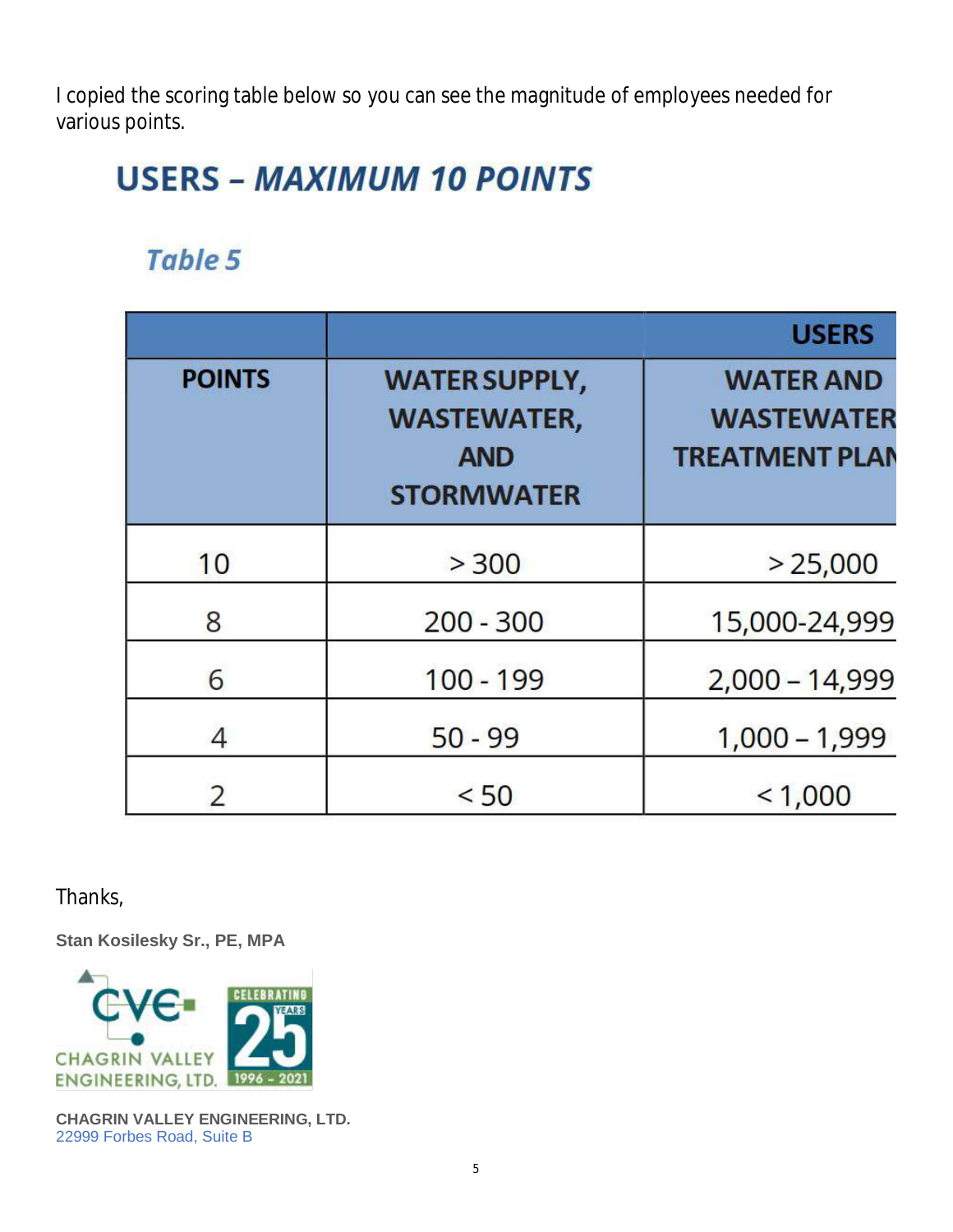I copied the scoring table below so you can see the magnitude of employees needed for various points.

# USERS – *MAXIMUM 10 POINTS*

## *Table 5*

| | | USERS |
|---|---|---|
| POINTS | WATER SUPPLY, WASTEWATER, AND STORMWATER | WATER AND WASTEWATER TREATMENT PLAN |
| 10 | > 300 | > 25,000 |
| 8 | 200 - 300 | 15,000-24,999 |
| 6 | 100 - 199 | 2,000 – 14,999 |
| 4 | 50 - 99 | 1,000 – 1,999 |
| 2 | < 50 | < 1,000 |

Thanks,

**Stan Kosilesky Sr., PE, MPA**

CHAGRIN VALLEY ENGINEERING, LTD. CELEBRATING 25 YEARS 1996 - 2021

**CHAGRIN VALLEY ENGINEERING, LTD.**
22999 Forbes Road, Suite B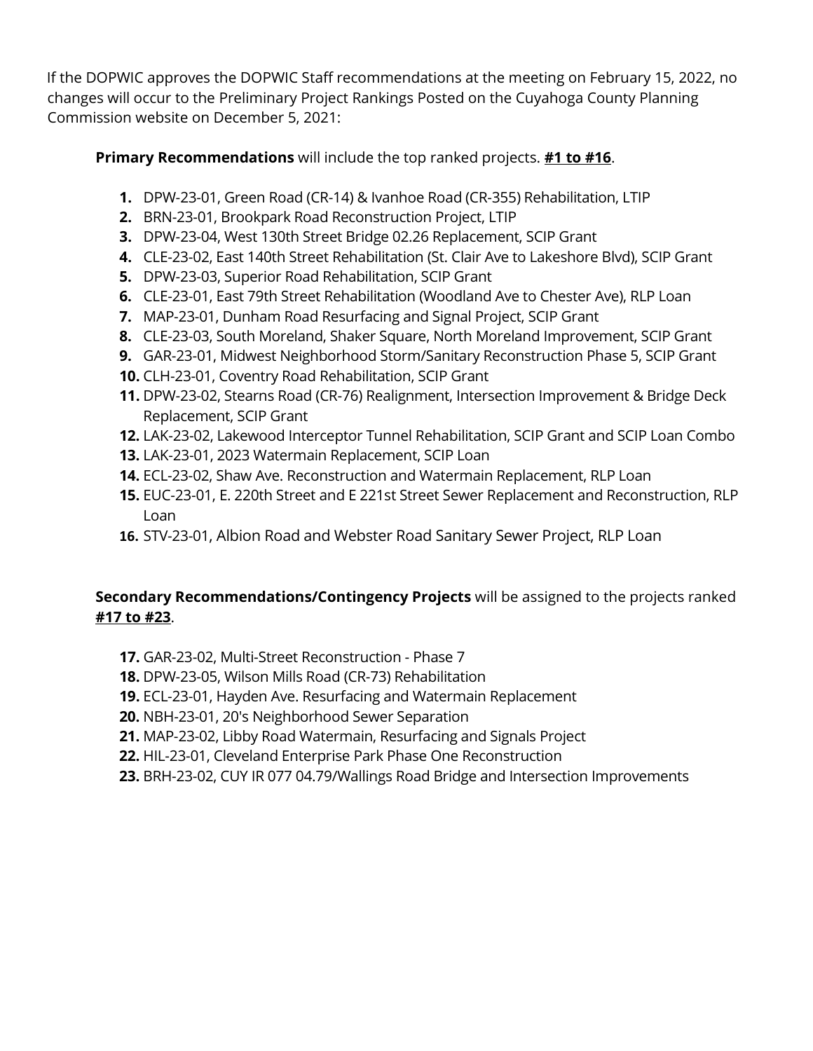If the DOPWIC approves the DOPWIC Staff recommendations at the meeting on February 15, 2022, no changes will occur to the Preliminary Project Rankings Posted on the Cuyahoga County Planning Commission website on December 5, 2021:

**Primary Recommendations** will include the top ranked projects. **#1 to #16**.

1. DPW-23-01, Green Road (CR-14) & Ivanhoe Road (CR-355) Rehabilitation, LTIP
2. BRN-23-01, Brookpark Road Reconstruction Project, LTIP
3. DPW-23-04, West 130th Street Bridge 02.26 Replacement, SCIP Grant
4. CLE-23-02, East 140th Street Rehabilitation (St. Clair Ave to Lakeshore Blvd), SCIP Grant
5. DPW-23-03, Superior Road Rehabilitation, SCIP Grant
6. CLE-23-01, East 79th Street Rehabilitation (Woodland Ave to Chester Ave), RLP Loan
7. MAP-23-01, Dunham Road Resurfacing and Signal Project, SCIP Grant
8. CLE-23-03, South Moreland, Shaker Square, North Moreland Improvement, SCIP Grant
9. GAR-23-01, Midwest Neighborhood Storm/Sanitary Reconstruction Phase 5, SCIP Grant
10. CLH-23-01, Coventry Road Rehabilitation, SCIP Grant
11. DPW-23-02, Stearns Road (CR-76) Realignment, Intersection Improvement & Bridge Deck Replacement, SCIP Grant
12. LAK-23-02, Lakewood Interceptor Tunnel Rehabilitation, SCIP Grant and SCIP Loan Combo
13. LAK-23-01, 2023 Watermain Replacement, SCIP Loan
14. ECL-23-02, Shaw Ave. Reconstruction and Watermain Replacement, RLP Loan
15. EUC-23-01, E. 220th Street and E 221st Street Sewer Replacement and Reconstruction, RLP Loan
16. STV-23-01, Albion Road and Webster Road Sanitary Sewer Project, RLP Loan

**Secondary Recommendations/Contingency Projects** will be assigned to the projects ranked **#17 to #23**.

17. GAR-23-02, Multi-Street Reconstruction - Phase 7
18. DPW-23-05, Wilson Mills Road (CR-73) Rehabilitation
19. ECL-23-01, Hayden Ave. Resurfacing and Watermain Replacement
20. NBH-23-01, 20's Neighborhood Sewer Separation
21. MAP-23-02, Libby Road Watermain, Resurfacing and Signals Project
22. HIL-23-01, Cleveland Enterprise Park Phase One Reconstruction
23. BRH-23-02, CUY IR 077 04.79/Wallings Road Bridge and Intersection Improvements